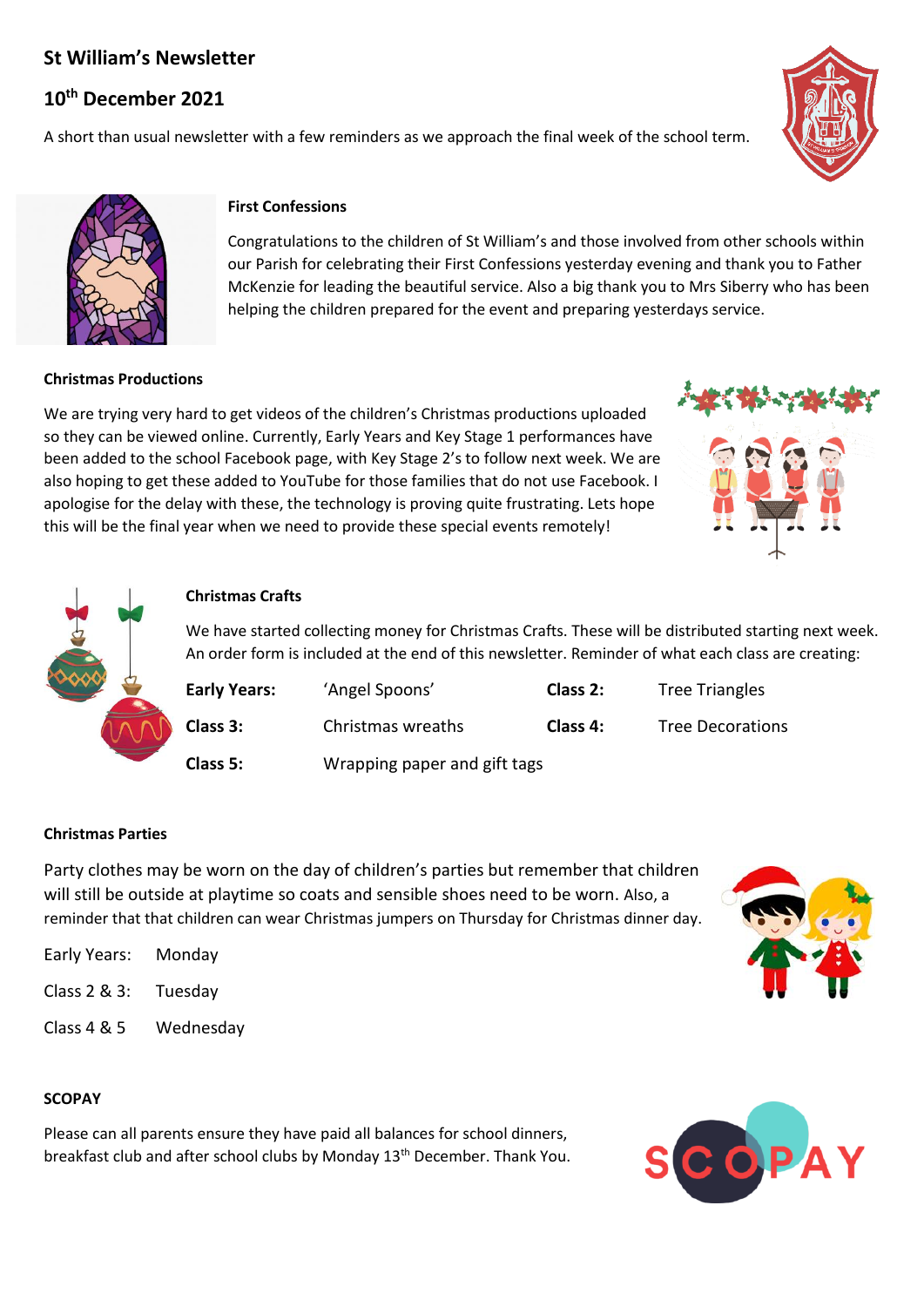# St William's Newsletter

## 10th December 2021

A short than usual newsletter with a few reminders as we approach the final week of the school term.

### First Confessions

Congratulations to the children of St William's and those involved from other schools within our Parish for celebrating their First Confessions yesterday evening and thank you to Father McKenzie for leading the beautiful service. Also a big thank you to Mrs Siberry who has been helping the children prepared for the event and preparing yesterdays service.

### Christmas Productions

We are trying very hard to get videos of the children's Christmas productions uploaded so they can be viewed online. Currently, Early Years and Key Stage 1 performances have been added to the school Facebook page, with Key Stage 2's to follow next week. We are also hoping to get these added to YouTube for those families that do not use Facebook. I apologise for the delay with these, the technology is proving quite frustrating. Lets hope this will be the final year when we need to provide these special events remotely!

### Christmas Crafts

We have started collecting money for Christmas Crafts. These will be distributed starting next week. An order form is included at the end of this newsletter. Reminder of what each class are creating:

| | | | |
|---|---|---|---|
| **Early Years:** | 'Angel Spoons' | **Class 2:** | Tree Triangles |
| **Class 3:** | Christmas wreaths | **Class 4:** | Tree Decorations |
| **Class 5:** | Wrapping paper and gift tags | | |

### Christmas Parties

Party clothes may be worn on the day of children's parties but remember that children will still be outside at playtime so coats and sensible shoes need to be worn. Also, a reminder that that children can wear Christmas jumpers on Thursday for Christmas dinner day.

| | |
|---|---|
| Early Years: | Monday |
| Class 2 & 3: | Tuesday |
| Class 4 & 5 | Wednesday |

### SCOPAY

Please can all parents ensure they have paid all balances for school dinners, breakfast club and after school clubs by Monday 13th December. Thank You.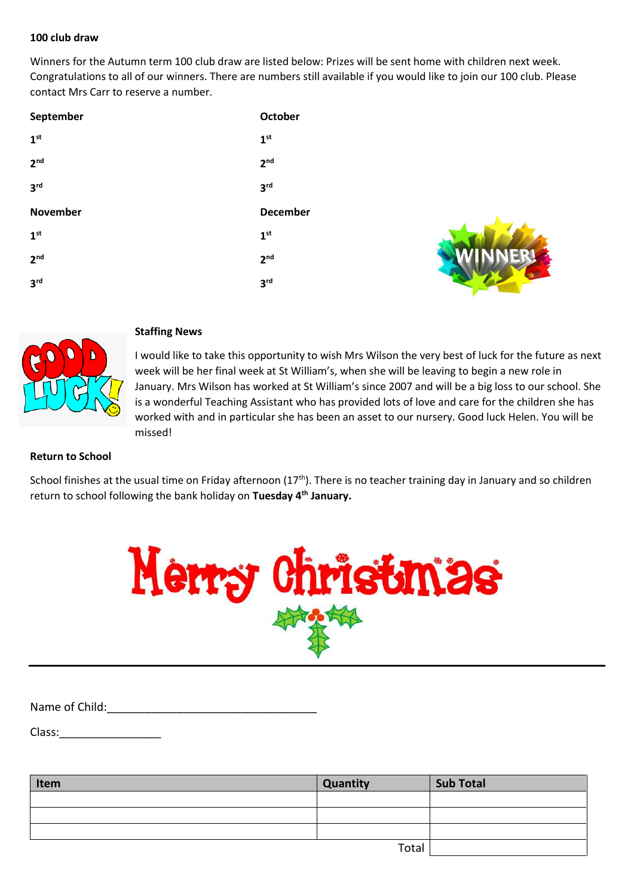**100 club draw**

Winners for the Autumn term 100 club draw are listed below: Prizes will be sent home with children next week. Congratulations to all of our winners. There are numbers still available if you would like to join our 100 club. Please contact Mrs Carr to reserve a number.

| | |
|---|---|
| **September** | **October** |
| 1st | 1st |
| 2nd | 2nd |
| 3rd | 3rd |
| **November** | **December** |
| 1st | 1st |
| 2nd | 2nd |
| 3rd | 3rd |

**Staffing News**

I would like to take this opportunity to wish Mrs Wilson the very best of luck for the future as next week will be her final week at St William's, when she will be leaving to begin a new role in January. Mrs Wilson has worked at St William's since 2007 and will be a big loss to our school. She is a wonderful Teaching Assistant who has provided lots of love and care for the children she has worked with and in particular she has been an asset to our nursery. Good luck Helen. You will be missed!

**Return to School**

School finishes at the usual time on Friday afternoon (17th). There is no teacher training day in January and so children return to school following the bank holiday on **Tuesday 4th January.**

---

Name of Child:_________________________________

Class:________________

| Item | Quantity | Sub Total |
|---|---|---|
| | | |
| | | |
| | | |
| | Total | |